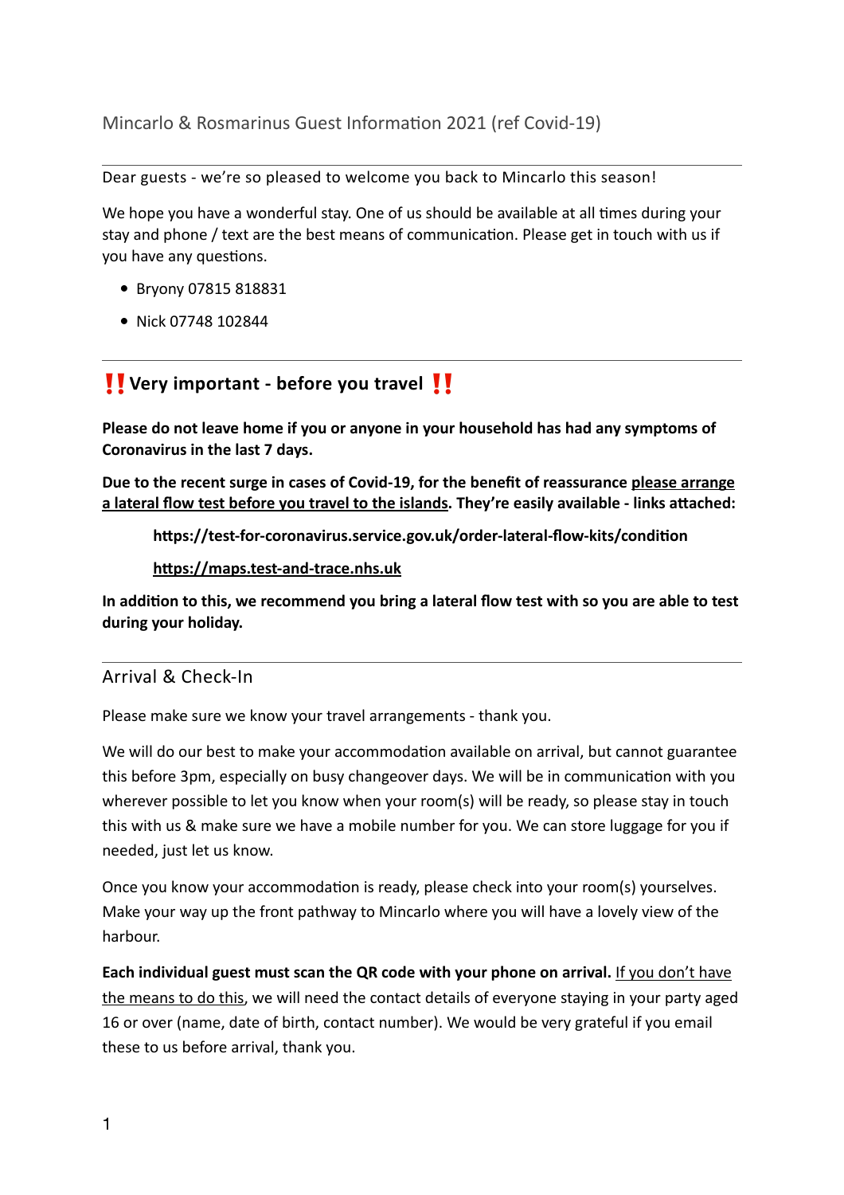# Mincarlo & Rosmarinus Guest Information 2021 (ref Covid-19)

---

Dear guests - we're so pleased to welcome you back to Mincarlo this season!

We hope you have a wonderful stay. One of us should be available at all times during your stay and phone / text are the best means of communication. Please get in touch with us if you have any questions.

- Bryony 07815 818831
- Nick 07748 102844

---

## ‼️ Very important - before you travel ‼️

**Please do not leave home if you or anyone in your household has had any symptoms of Coronavirus in the last 7 days.**

**Due to the recent surge in cases of Covid-19, for the benefit of reassurance <u>please arrange a lateral flow test before you travel to the islands</u>. They're easily available - links attached:**

> **https://test-for-coronavirus.service.gov.uk/order-lateral-flow-kits/condition**
>
> **<u>https://maps.test-and-trace.nhs.uk</u>**

**In addition to this, we recommend you bring a lateral flow test with so you are able to test during your holiday.**

---

## Arrival & Check-In

Please make sure we know your travel arrangements - thank you.

We will do our best to make your accommodation available on arrival, but cannot guarantee this before 3pm, especially on busy changeover days. We will be in communication with you wherever possible to let you know when your room(s) will be ready, so please stay in touch this with us & make sure we have a mobile number for you. We can store luggage for you if needed, just let us know.

Once you know your accommodation is ready, please check into your room(s) yourselves. Make your way up the front pathway to Mincarlo where you will have a lovely view of the harbour.

**Each individual guest must scan the QR code with your phone on arrival.** <u>If you don't have the means to do this</u>, we will need the contact details of everyone staying in your party aged 16 or over (name, date of birth, contact number). We would be very grateful if you email these to us before arrival, thank you.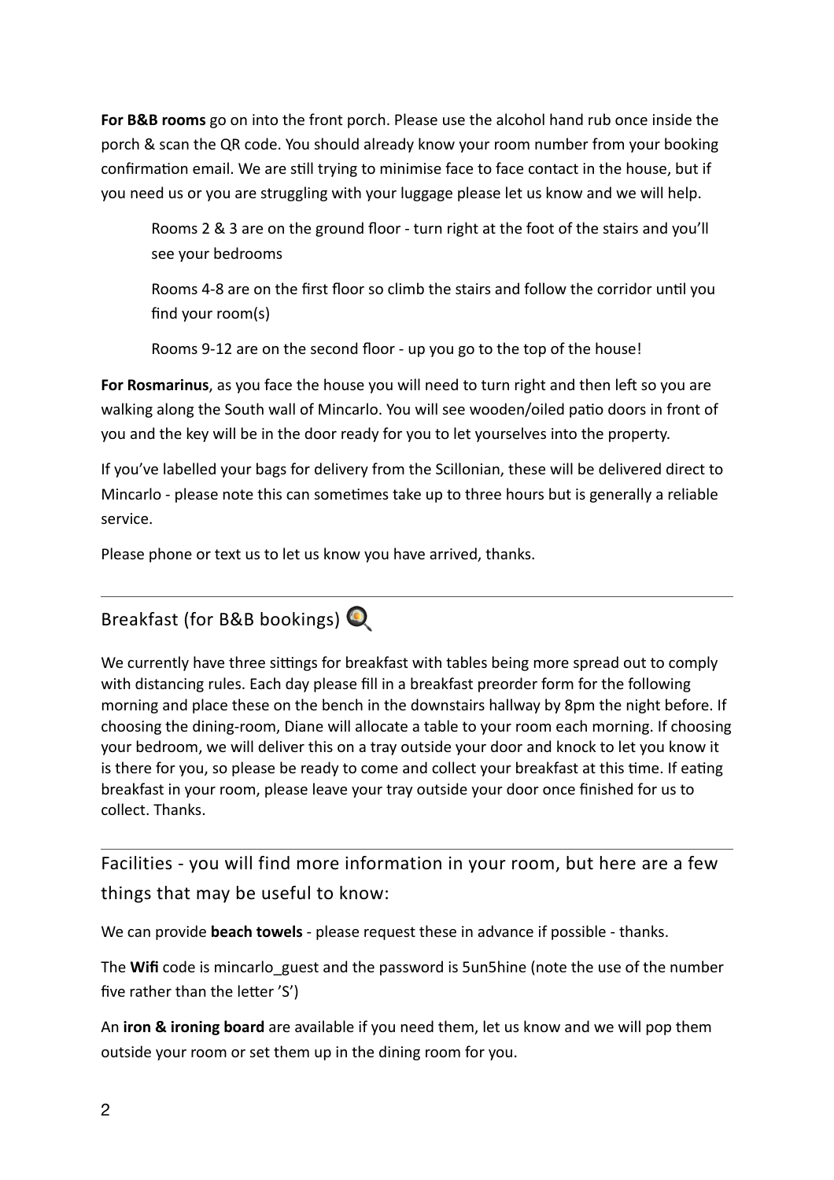**For B&B rooms** go on into the front porch. Please use the alcohol hand rub once inside the porch & scan the QR code. You should already know your room number from your booking confirmation email. We are still trying to minimise face to face contact in the house, but if you need us or you are struggling with your luggage please let us know and we will help.

> Rooms 2 & 3 are on the ground floor - turn right at the foot of the stairs and you'll see your bedrooms
>
> Rooms 4-8 are on the first floor so climb the stairs and follow the corridor until you find your room(s)
>
> Rooms 9-12 are on the second floor - up you go to the top of the house!

**For Rosmarinus**, as you face the house you will need to turn right and then left so you are walking along the South wall of Mincarlo. You will see wooden/oiled patio doors in front of you and the key will be in the door ready for you to let yourselves into the property.

If you've labelled your bags for delivery from the Scillonian, these will be delivered direct to Mincarlo - please note this can sometimes take up to three hours but is generally a reliable service.

Please phone or text us to let us know you have arrived, thanks.

---

## Breakfast (for B&B bookings) 🍳

We currently have three sittings for breakfast with tables being more spread out to comply with distancing rules. Each day please fill in a breakfast preorder form for the following morning and place these on the bench in the downstairs hallway by 8pm the night before. If choosing the dining-room, Diane will allocate a table to your room each morning. If choosing your bedroom, we will deliver this on a tray outside your door and knock to let you know it is there for you, so please be ready to come and collect your breakfast at this time. If eating breakfast in your room, please leave your tray outside your door once finished for us to collect. Thanks.

---

## Facilities - you will find more information in your room, but here are a few things that may be useful to know:

We can provide **beach towels** - please request these in advance if possible - thanks.

The **Wifi** code is mincarlo_guest and the password is 5un5hine (note the use of the number five rather than the letter 'S')

An **iron & ironing board** are available if you need them, let us know and we will pop them outside your room or set them up in the dining room for you.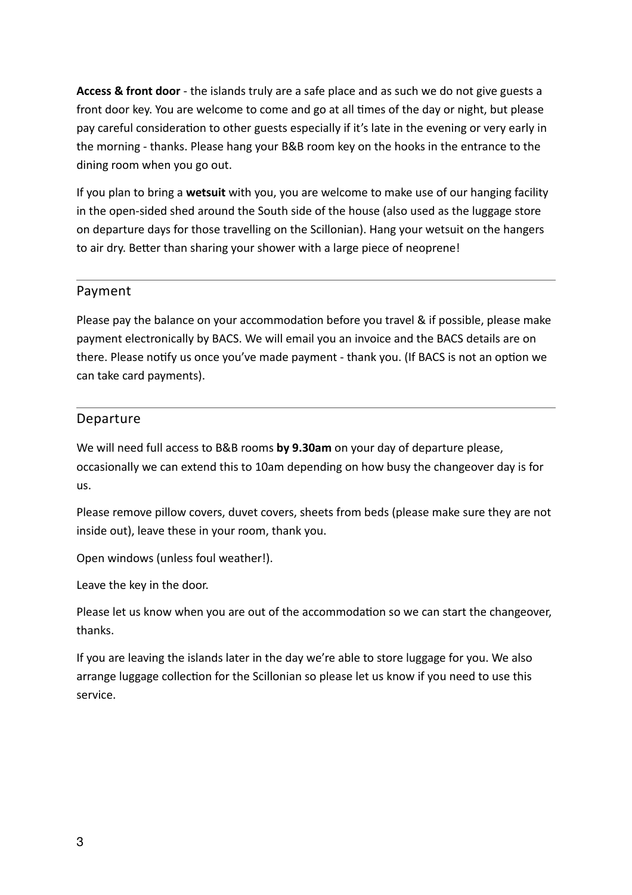**Access & front door** - the islands truly are a safe place and as such we do not give guests a front door key. You are welcome to come and go at all times of the day or night, but please pay careful consideration to other guests especially if it's late in the evening or very early in the morning - thanks. Please hang your B&B room key on the hooks in the entrance to the dining room when you go out.

If you plan to bring a **wetsuit** with you, you are welcome to make use of our hanging facility in the open-sided shed around the South side of the house (also used as the luggage store on departure days for those travelling on the Scillonian). Hang your wetsuit on the hangers to air dry. Better than sharing your shower with a large piece of neoprene!

## Payment

Please pay the balance on your accommodation before you travel & if possible, please make payment electronically by BACS. We will email you an invoice and the BACS details are on there. Please notify us once you've made payment - thank you. (If BACS is not an option we can take card payments).

## Departure

We will need full access to B&B rooms **by 9.30am** on your day of departure please, occasionally we can extend this to 10am depending on how busy the changeover day is for us.

Please remove pillow covers, duvet covers, sheets from beds (please make sure they are not inside out), leave these in your room, thank you.

Open windows (unless foul weather!).

Leave the key in the door.

Please let us know when you are out of the accommodation so we can start the changeover, thanks.

If you are leaving the islands later in the day we're able to store luggage for you. We also arrange luggage collection for the Scillonian so please let us know if you need to use this service.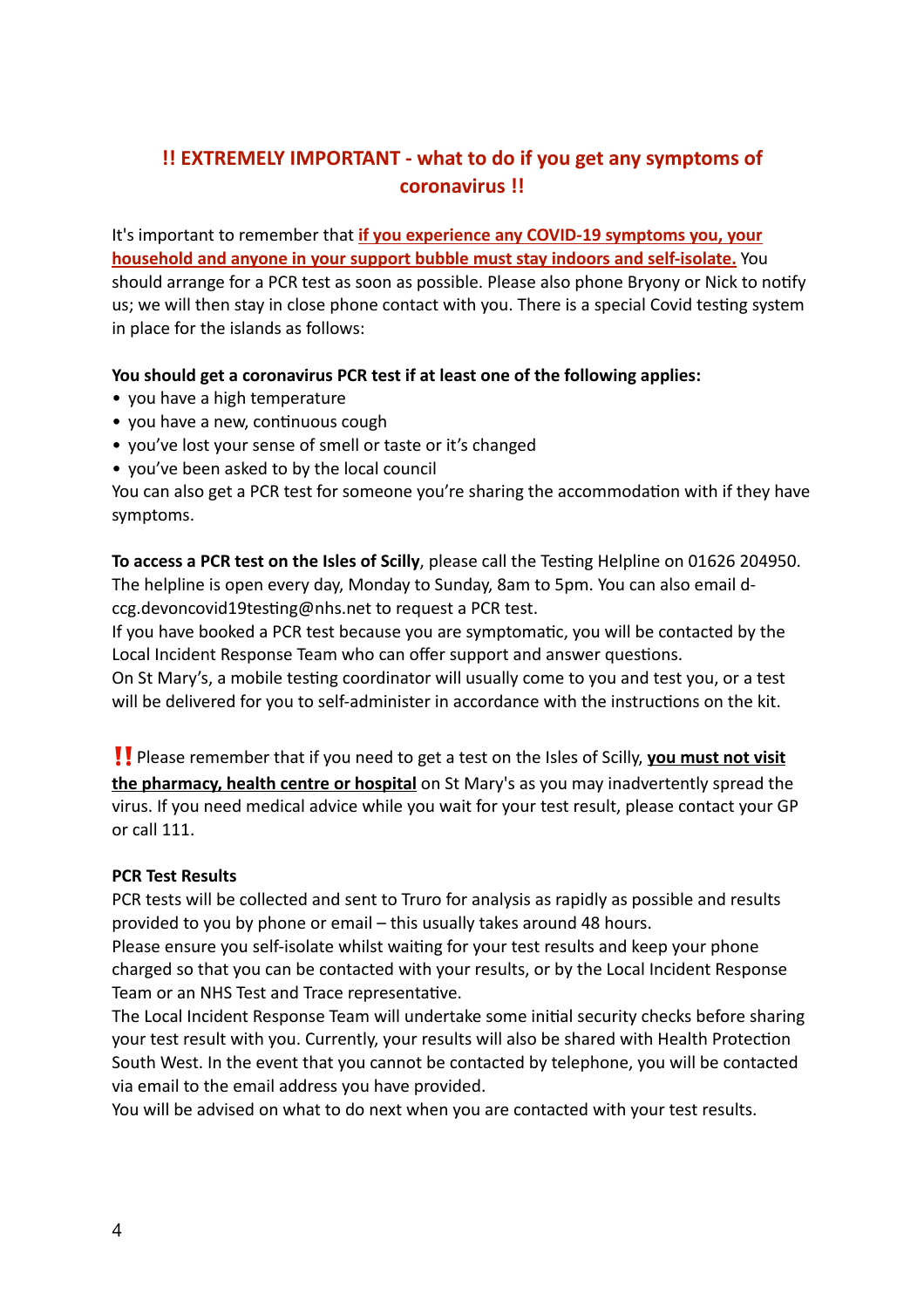## !! EXTREMELY IMPORTANT - what to do if you get any symptoms of coronavirus !!

It's important to remember that **if you experience any COVID-19 symptoms you, your household and anyone in your support bubble must stay indoors and self-isolate.** You should arrange for a PCR test as soon as possible. Please also phone Bryony or Nick to notify us; we will then stay in close phone contact with you. There is a special Covid testing system in place for the islands as follows:

**You should get a coronavirus PCR test if at least one of the following applies:**

- you have a high temperature
- you have a new, continuous cough
- you've lost your sense of smell or taste or it's changed
- you've been asked to by the local council

You can also get a PCR test for someone you're sharing the accommodation with if they have symptoms.

**To access a PCR test on the Isles of Scilly**, please call the Testing Helpline on 01626 204950. The helpline is open every day, Monday to Sunday, 8am to 5pm. You can also email d-ccg.devoncovid19testing@nhs.net to request a PCR test.
If you have booked a PCR test because you are symptomatic, you will be contacted by the Local Incident Response Team who can offer support and answer questions.
On St Mary's, a mobile testing coordinator will usually come to you and test you, or a test will be delivered for you to self-administer in accordance with the instructions on the kit.

‼ Please remember that if you need to get a test on the Isles of Scilly, **you must not visit the pharmacy, health centre or hospital** on St Mary's as you may inadvertently spread the virus. If you need medical advice while you wait for your test result, please contact your GP or call 111.

**PCR Test Results**

PCR tests will be collected and sent to Truro for analysis as rapidly as possible and results provided to you by phone or email – this usually takes around 48 hours.
Please ensure you self-isolate whilst waiting for your test results and keep your phone charged so that you can be contacted with your results, or by the Local Incident Response Team or an NHS Test and Trace representative.
The Local Incident Response Team will undertake some initial security checks before sharing your test result with you. Currently, your results will also be shared with Health Protection South West. In the event that you cannot be contacted by telephone, you will be contacted via email to the email address you have provided.
You will be advised on what to do next when you are contacted with your test results.